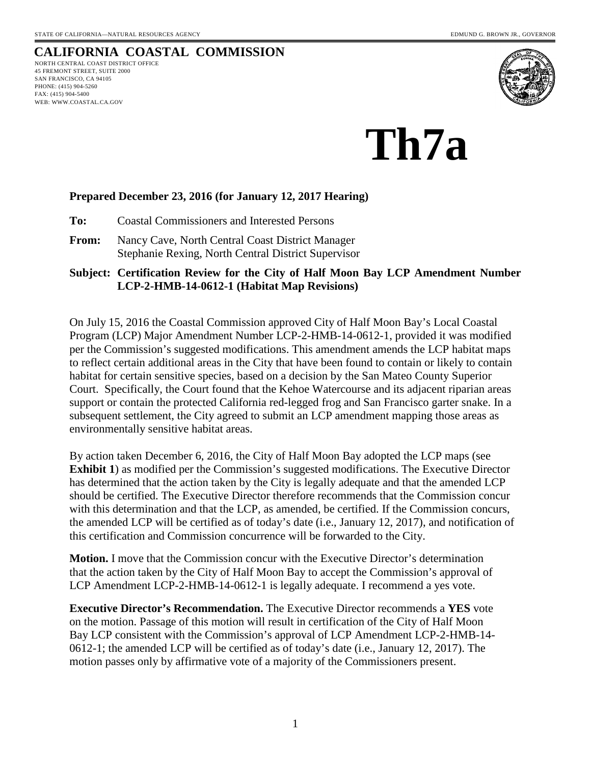STATE OF CALIFORNIA—NATURAL RESOURCES AGENCY

EDMUND G. BROWN JR., GOVERNOR

# CALIFORNIA COASTAL COMMISSION

NORTH CENTRAL COAST DISTRICT OFFICE
45 FREMONT STREET, SUITE 2000
SAN FRANCISCO, CA 94105
PHONE: (415) 904-5260
FAX: (415) 904-5400
WEB: WWW.COASTAL.CA.GOV

# Th7a

**Prepared December 23, 2016 (for January 12, 2017 Hearing)**

**To:** Coastal Commissioners and Interested Persons

**From:** Nancy Cave, North Central Coast District Manager
Stephanie Rexing, North Central District Supervisor

**Subject: Certification Review for the City of Half Moon Bay LCP Amendment Number LCP-2-HMB-14-0612-1 (Habitat Map Revisions)**

On July 15, 2016 the Coastal Commission approved City of Half Moon Bay's Local Coastal Program (LCP) Major Amendment Number LCP-2-HMB-14-0612-1, provided it was modified per the Commission's suggested modifications. This amendment amends the LCP habitat maps to reflect certain additional areas in the City that have been found to contain or likely to contain habitat for certain sensitive species, based on a decision by the San Mateo County Superior Court. Specifically, the Court found that the Kehoe Watercourse and its adjacent riparian areas support or contain the protected California red-legged frog and San Francisco garter snake. In a subsequent settlement, the City agreed to submit an LCP amendment mapping those areas as environmentally sensitive habitat areas.

By action taken December 6, 2016, the City of Half Moon Bay adopted the LCP maps (see **Exhibit 1**) as modified per the Commission's suggested modifications. The Executive Director has determined that the action taken by the City is legally adequate and that the amended LCP should be certified. The Executive Director therefore recommends that the Commission concur with this determination and that the LCP, as amended, be certified. If the Commission concurs, the amended LCP will be certified as of today's date (i.e., January 12, 2017), and notification of this certification and Commission concurrence will be forwarded to the City.

**Motion.** I move that the Commission concur with the Executive Director's determination that the action taken by the City of Half Moon Bay to accept the Commission's approval of LCP Amendment LCP-2-HMB-14-0612-1 is legally adequate. I recommend a yes vote.

**Executive Director's Recommendation.** The Executive Director recommends a **YES** vote on the motion. Passage of this motion will result in certification of the City of Half Moon Bay LCP consistent with the Commission's approval of LCP Amendment LCP-2-HMB-14-0612-1; the amended LCP will be certified as of today's date (i.e., January 12, 2017). The motion passes only by affirmative vote of a majority of the Commissioners present.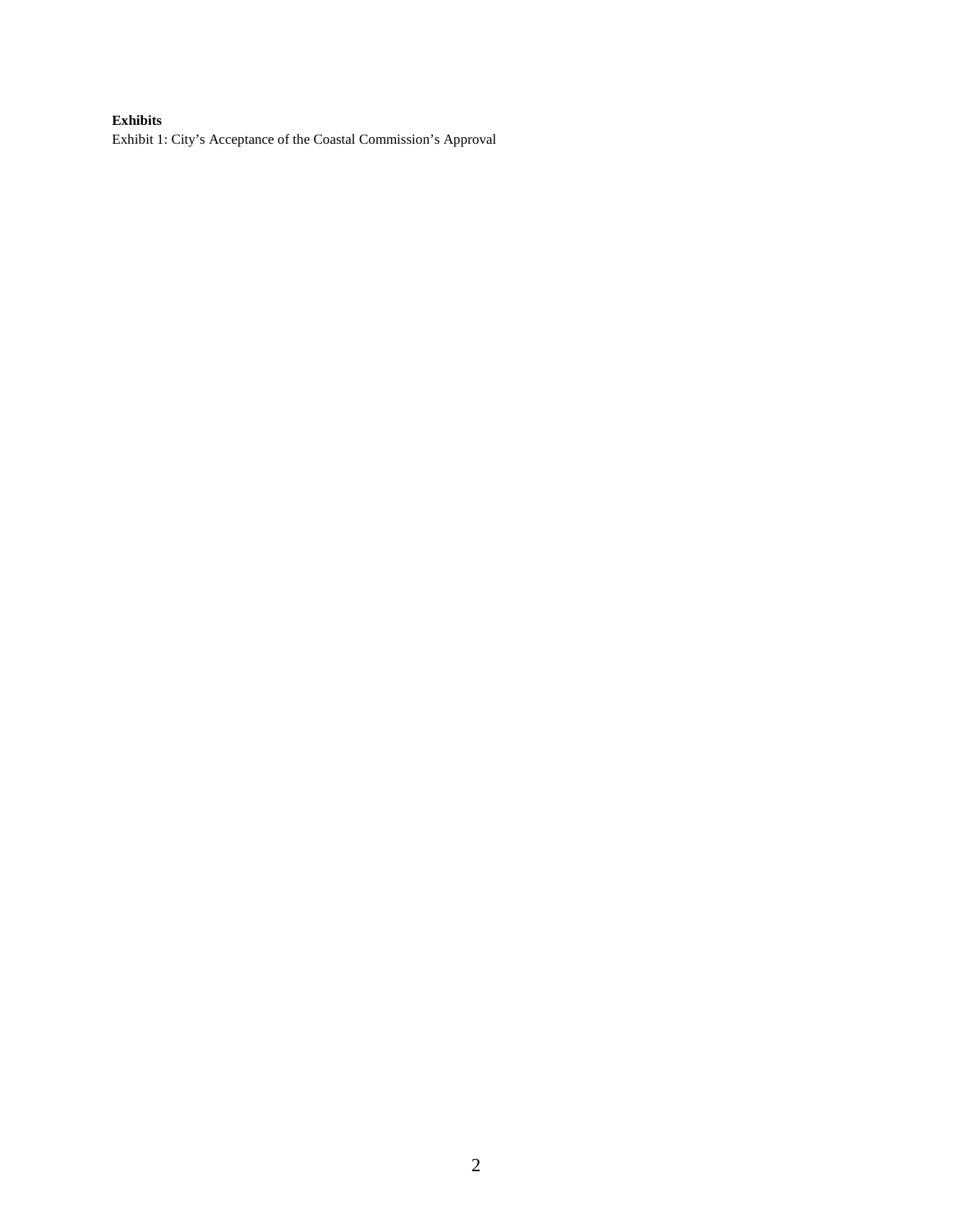**Exhibits**

Exhibit 1: City's Acceptance of the Coastal Commission's Approval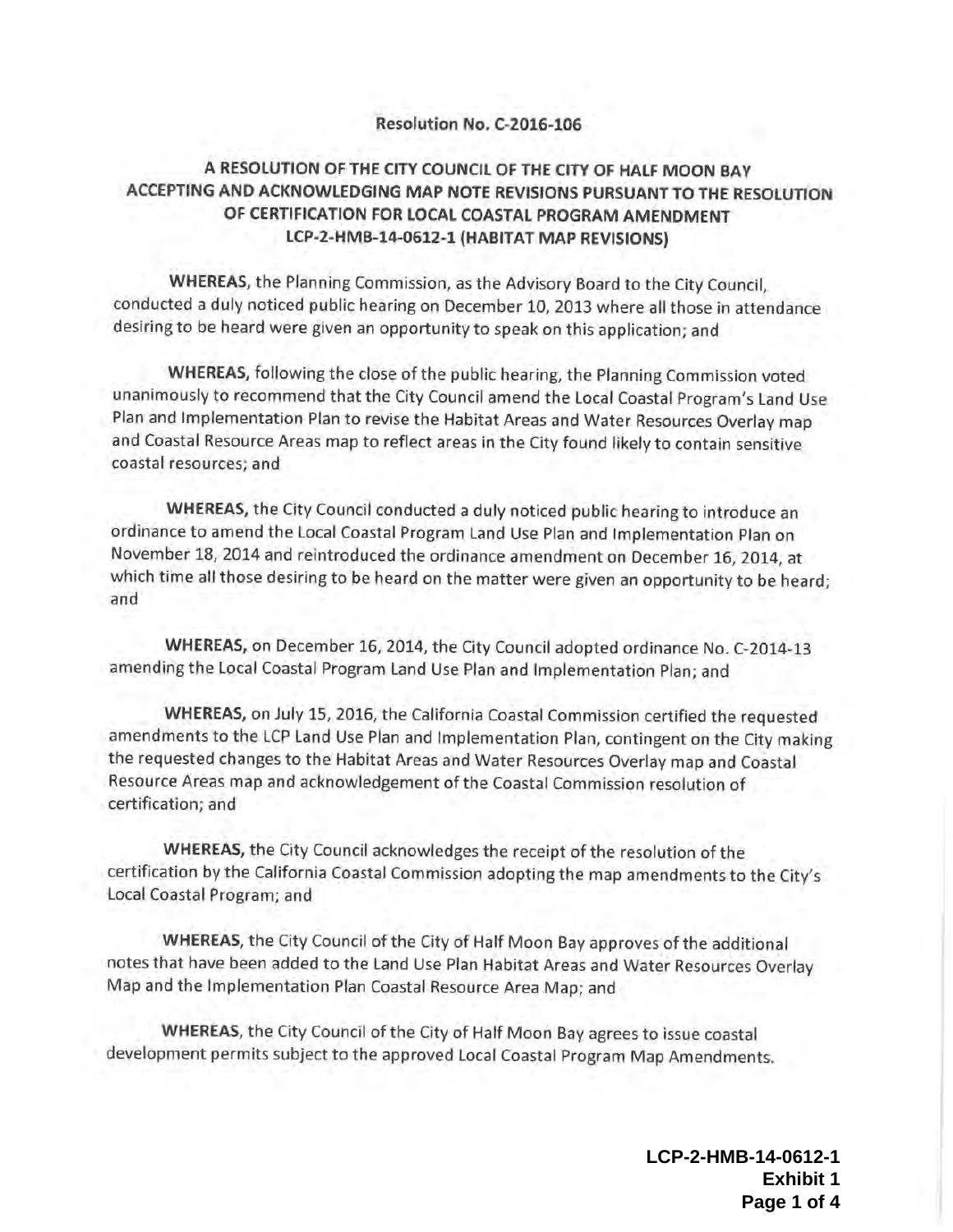**Resolution No. C-2016-106**

**A RESOLUTION OF THE CITY COUNCIL OF THE CITY OF HALF MOON BAY ACCEPTING AND ACKNOWLEDGING MAP NOTE REVISIONS PURSUANT TO THE RESOLUTION OF CERTIFICATION FOR LOCAL COASTAL PROGRAM AMENDMENT LCP-2-HMB-14-0612-1 (HABITAT MAP REVISIONS)**

**WHEREAS**, the Planning Commission, as the Advisory Board to the City Council, conducted a duly noticed public hearing on December 10, 2013 where all those in attendance desiring to be heard were given an opportunity to speak on this application; and

**WHEREAS,** following the close of the public hearing, the Planning Commission voted unanimously to recommend that the City Council amend the Local Coastal Program's Land Use Plan and Implementation Plan to revise the Habitat Areas and Water Resources Overlay map and Coastal Resource Areas map to reflect areas in the City found likely to contain sensitive coastal resources; and

**WHEREAS,** the City Council conducted a duly noticed public hearing to introduce an ordinance to amend the Local Coastal Program Land Use Plan and Implementation Plan on November 18, 2014 and reintroduced the ordinance amendment on December 16, 2014, at which time all those desiring to be heard on the matter were given an opportunity to be heard; and

**WHEREAS,** on December 16, 2014, the City Council adopted ordinance No. C-2014-13 amending the Local Coastal Program Land Use Plan and Implementation Plan; and

**WHEREAS,** on July 15, 2016, the California Coastal Commission certified the requested amendments to the LCP Land Use Plan and Implementation Plan, contingent on the City making the requested changes to the Habitat Areas and Water Resources Overlay map and Coastal Resource Areas map and acknowledgement of the Coastal Commission resolution of certification; and

**WHEREAS,** the City Council acknowledges the receipt of the resolution of the certification by the California Coastal Commission adopting the map amendments to the City's Local Coastal Program; and

**WHEREAS,** the City Council of the City of Half Moon Bay approves of the additional notes that have been added to the Land Use Plan Habitat Areas and Water Resources Overlay Map and the Implementation Plan Coastal Resource Area Map; and

**WHEREAS**, the City Council of the City of Half Moon Bay agrees to issue coastal development permits subject to the approved Local Coastal Program Map Amendments.

**LCP-2-HMB-14-0612-1**
**Exhibit 1**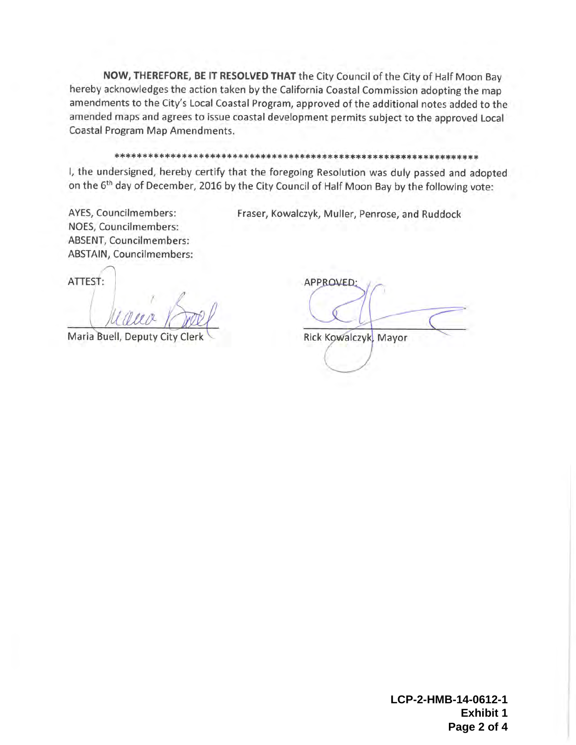**NOW, THEREFORE, BE IT RESOLVED THAT** the City Council of the City of Half Moon Bay hereby acknowledges the action taken by the California Coastal Commission adopting the map amendments to the City's Local Coastal Program, approved of the additional notes added to the amended maps and agrees to issue coastal development permits subject to the approved Local Coastal Program Map Amendments.

*****************************************************************

I, the undersigned, hereby certify that the foregoing Resolution was duly passed and adopted on the 6th day of December, 2016 by the City Council of Half Moon Bay by the following vote:

AYES, Councilmembers: Fraser, Kowalczyk, Muller, Penrose, and Ruddock
NOES, Councilmembers:
ABSENT, Councilmembers:
ABSTAIN, Councilmembers:

ATTEST:

Maria Buell, Deputy City Clerk

APPROVED:

Rick Kowalczyk, Mayor

**LCP-2-HMB-14-0612-1**
**Exhibit 1**
**Page 2 of 4**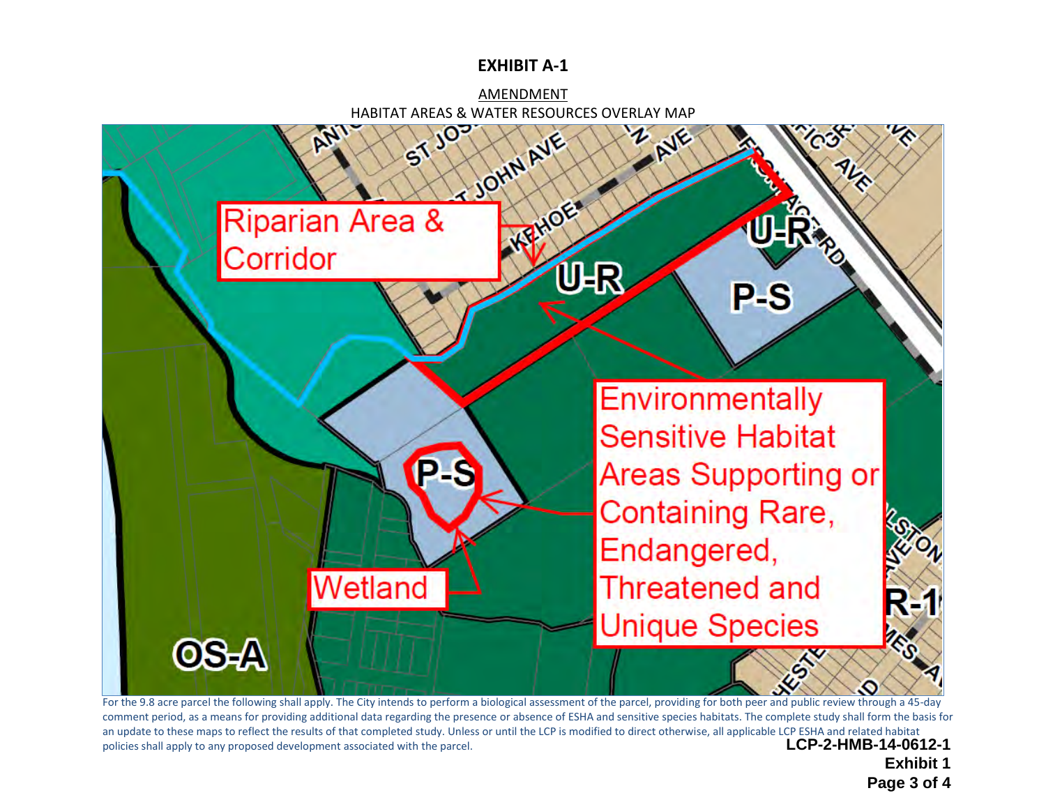# EXHIBIT A-1

AMENDMENT

HABITAT AREAS & WATER RESOURCES OVERLAY MAP

Riparian Area & Corridor

U-R

U-R

P-S

P-S

Environmentally Sensitive Habitat Areas Supporting or Containing Rare, Endangered, Threatened and Unique Species

Wetland

OS-A

R-1

For the 9.8 acre parcel the following shall apply. The City intends to perform a biological assessment of the parcel, providing for both peer and public review through a 45-day comment period, as a means for providing additional data regarding the presence or absence of ESHA and sensitive species habitats. The complete study shall form the basis for an update to these maps to reflect the results of that completed study. Unless or until the LCP is modified to direct otherwise, all applicable LCP ESHA and related habitat policies shall apply to any proposed development associated with the parcel.

**LCP-2-HMB-14-0612-1**

**Exhibit 1**

**Page 3 of 4**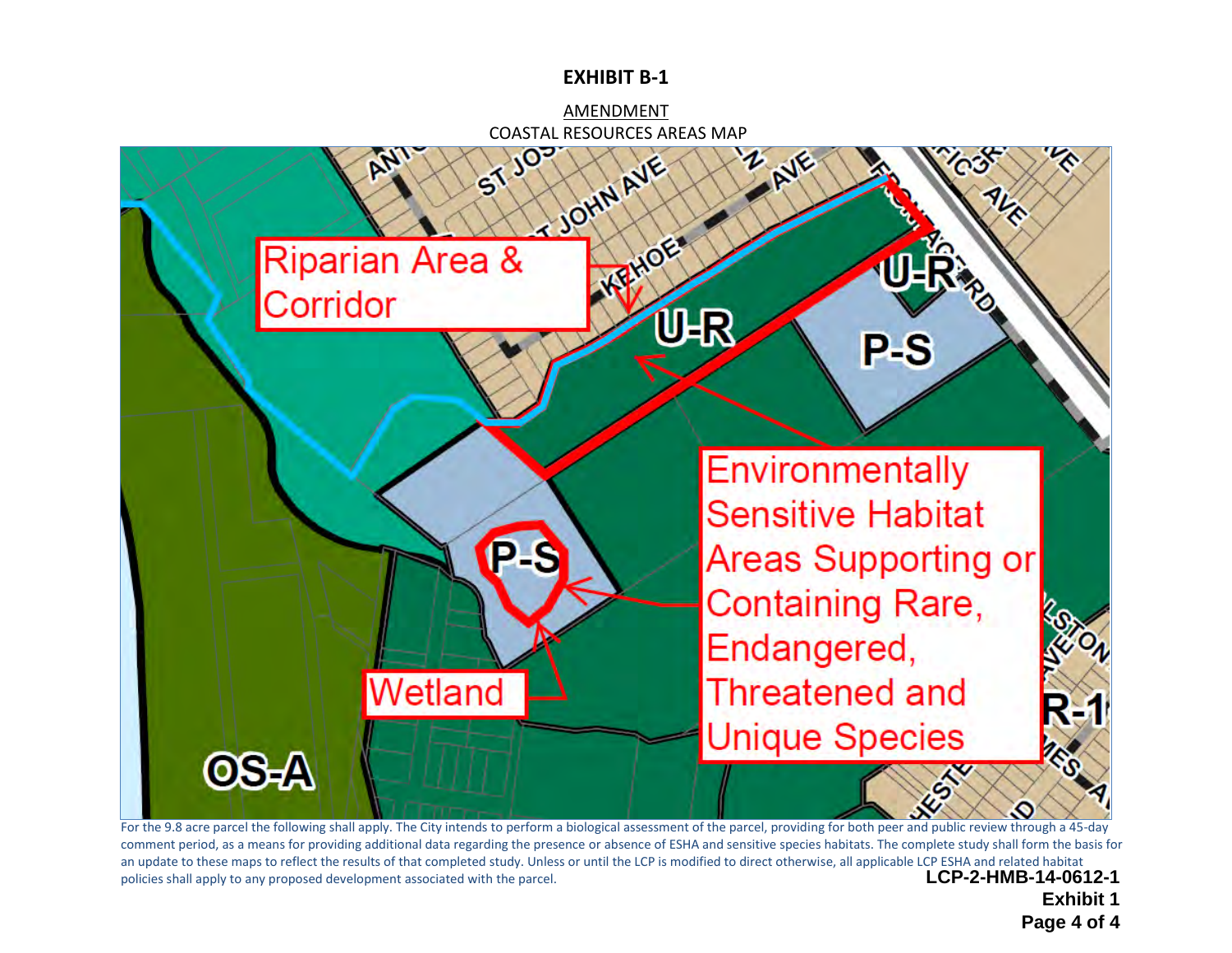**EXHIBIT B-1**

AMENDMENT

COASTAL RESOURCES AREAS MAP

Riparian Area & Corridor

U-R

U-R

P-S

P-S

Environmentally Sensitive Habitat Areas Supporting or Containing Rare, Endangered, Threatened and Unique Species

Wetland

OS-A

R-1

For the 9.8 acre parcel the following shall apply. The City intends to perform a biological assessment of the parcel, providing for both peer and public review through a 45-day comment period, as a means for providing additional data regarding the presence or absence of ESHA and sensitive species habitats. The complete study shall form the basis for an update to these maps to reflect the results of that completed study. Unless or until the LCP is modified to direct otherwise, all applicable LCP ESHA and related habitat policies shall apply to any proposed development associated with the parcel.

**LCP-2-HMB-14-0612-1**
**Exhibit 1**